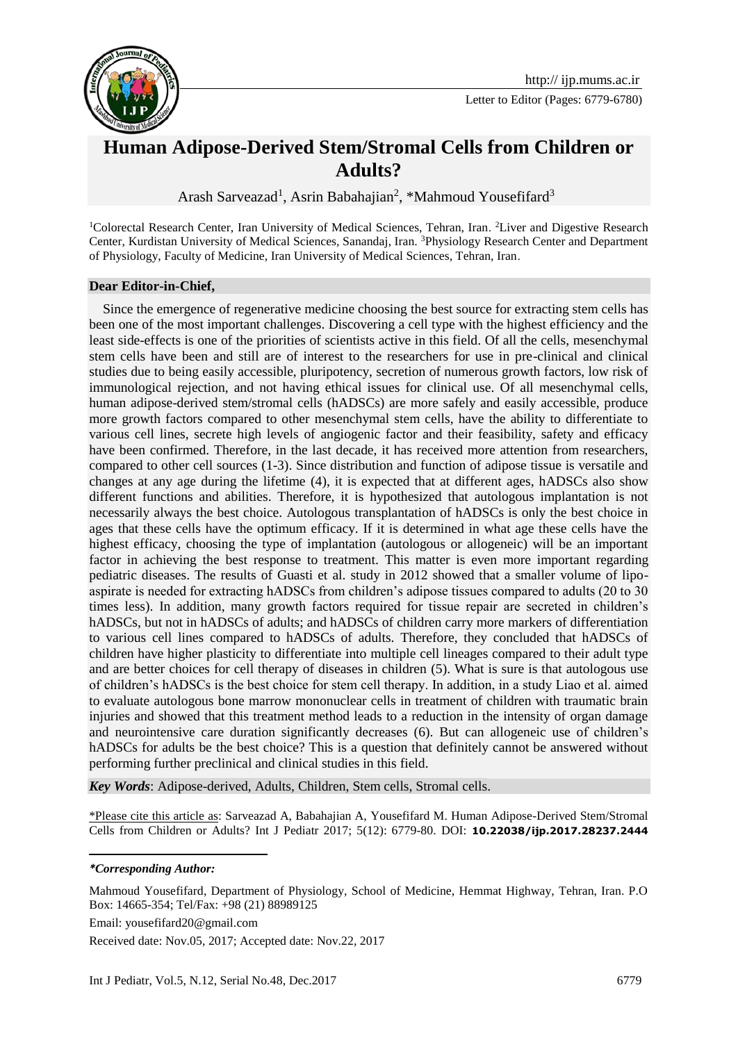Letter to Editor (Pages: 6779-6780)

# Human Adipose-Derived Stem/Stromal Cells from Children or Adults?

Arash Sarveazad[1], Asrin Babahajian[2], *Mahmoud Yousefifard[3]

[1]Colorectal Research Center, Iran University of Medical Sciences, Tehran, Iran. [2]Liver and Digestive Research Center, Kurdistan University of Medical Sciences, Sanandaj, Iran. [3]Physiology Research Center and Department of Physiology, Faculty of Medicine, Iran University of Medical Sciences, Tehran, Iran.

**Dear Editor-in-Chief,**

Since the emergence of regenerative medicine choosing the best source for extracting stem cells has been one of the most important challenges. Discovering a cell type with the highest efficiency and the least side-effects is one of the priorities of scientists active in this field. Of all the cells, mesenchymal stem cells have been and still are of interest to the researchers for use in pre-clinical and clinical studies due to being easily accessible, pluripotency, secretion of numerous growth factors, low risk of immunological rejection, and not having ethical issues for clinical use. Of all mesenchymal cells, human adipose-derived stem/stromal cells (hADSCs) are more safely and easily accessible, produce more growth factors compared to other mesenchymal stem cells, have the ability to differentiate to various cell lines, secrete high levels of angiogenic factor and their feasibility, safety and efficacy have been confirmed. Therefore, in the last decade, it has received more attention from researchers, compared to other cell sources (1-3). Since distribution and function of adipose tissue is versatile and changes at any age during the lifetime (4), it is expected that at different ages, hADSCs also show different functions and abilities. Therefore, it is hypothesized that autologous implantation is not necessarily always the best choice. Autologous transplantation of hADSCs is only the best choice in ages that these cells have the optimum efficacy. If it is determined in what age these cells have the highest efficacy, choosing the type of implantation (autologous or allogeneic) will be an important factor in achieving the best response to treatment. This matter is even more important regarding pediatric diseases. The results of Guasti et al. study in 2012 showed that a smaller volume of lipo-aspirate is needed for extracting hADSCs from children's adipose tissues compared to adults (20 to 30 times less). In addition, many growth factors required for tissue repair are secreted in children's hADSCs, but not in hADSCs of adults; and hADSCs of children carry more markers of differentiation to various cell lines compared to hADSCs of adults. Therefore, they concluded that hADSCs of children have higher plasticity to differentiate into multiple cell lineages compared to their adult type and are better choices for cell therapy of diseases in children (5). What is sure is that autologous use of children's hADSCs is the best choice for stem cell therapy. In addition, in a study Liao et al. aimed to evaluate autologous bone marrow mononuclear cells in treatment of children with traumatic brain injuries and showed that this treatment method leads to a reduction in the intensity of organ damage and neurointensive care duration significantly decreases (6). But can allogeneic use of children's hADSCs for adults be the best choice? This is a question that definitely cannot be answered without performing further preclinical and clinical studies in this field.

***Key Words***: Adipose-derived, Adults, Children, Stem cells, Stromal cells.

\*Please cite this article as: Sarveazad A, Babahajian A, Yousefifard M. Human Adipose-Derived Stem/Stromal Cells from Children or Adults? Int J Pediatr 2017; 5(12): 6779-80. DOI: **10.22038/ijp.2017.28237.2444**

***\*Corresponding Author:***

Mahmoud Yousefifard, Department of Physiology, School of Medicine, Hemmat Highway, Tehran, Iran. P.O Box: 14665-354; Tel/Fax: +98 (21) 88989125

Email: yousefifard20@gmail.com

Received date: Nov.05, 2017; Accepted date: Nov.22, 2017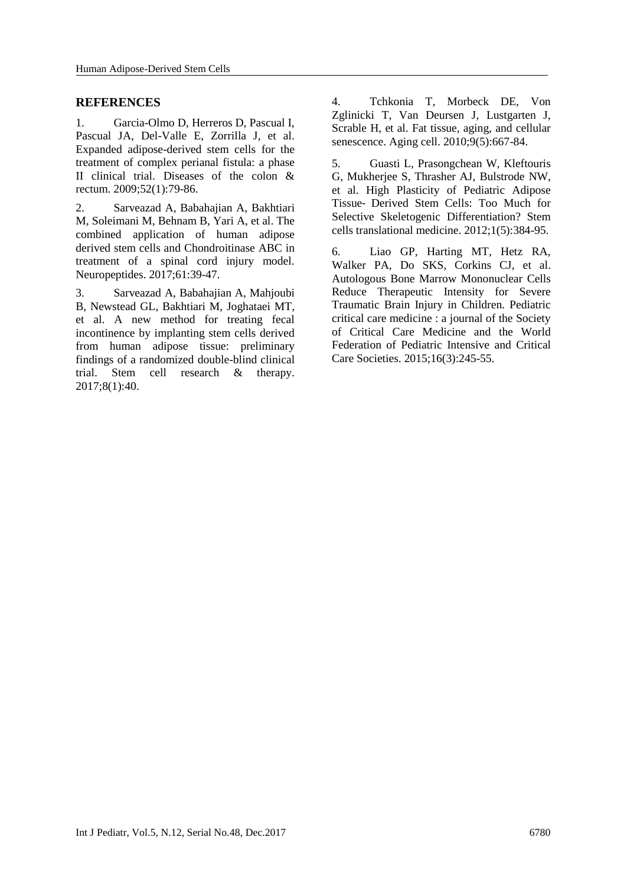## REFERENCES

1. Garcia-Olmo D, Herreros D, Pascual I, Pascual JA, Del-Valle E, Zorrilla J, et al. Expanded adipose-derived stem cells for the treatment of complex perianal fistula: a phase II clinical trial. Diseases of the colon & rectum. 2009;52(1):79-86.

2. Sarveazad A, Babahajian A, Bakhtiari M, Soleimani M, Behnam B, Yari A, et al. The combined application of human adipose derived stem cells and Chondroitinase ABC in treatment of a spinal cord injury model. Neuropeptides. 2017;61:39-47.

3. Sarveazad A, Babahajian A, Mahjoubi B, Newstead GL, Bakhtiari M, Joghataei MT, et al. A new method for treating fecal incontinence by implanting stem cells derived from human adipose tissue: preliminary findings of a randomized double-blind clinical trial. Stem cell research & therapy. 2017;8(1):40.

4. Tchkonia T, Morbeck DE, Von Zglinicki T, Van Deursen J, Lustgarten J, Scrable H, et al. Fat tissue, aging, and cellular senescence. Aging cell. 2010;9(5):667-84.

5. Guasti L, Prasongchean W, Kleftouris G, Mukherjee S, Thrasher AJ, Bulstrode NW, et al. High Plasticity of Pediatric Adipose Tissue- Derived Stem Cells: Too Much for Selective Skeletogenic Differentiation? Stem cells translational medicine. 2012;1(5):384-95.

6. Liao GP, Harting MT, Hetz RA, Walker PA, Do SKS, Corkins CJ, et al. Autologous Bone Marrow Mononuclear Cells Reduce Therapeutic Intensity for Severe Traumatic Brain Injury in Children. Pediatric critical care medicine : a journal of the Society of Critical Care Medicine and the World Federation of Pediatric Intensive and Critical Care Societies. 2015;16(3):245-55.